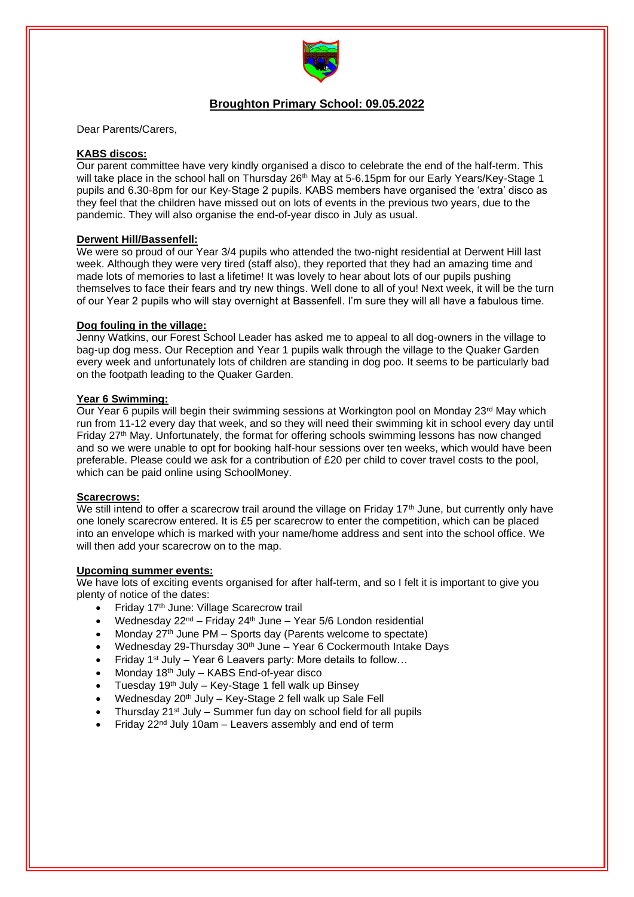# Broughton Primary School: 09.05.2022

Dear Parents/Carers,

**KABS discos:**

Our parent committee have very kindly organised a disco to celebrate the end of the half-term. This will take place in the school hall on Thursday 26th May at 5-6.15pm for our Early Years/Key-Stage 1 pupils and 6.30-8pm for our Key-Stage 2 pupils. KABS members have organised the 'extra' disco as they feel that the children have missed out on lots of events in the previous two years, due to the pandemic. They will also organise the end-of-year disco in July as usual.

**Derwent Hill/Bassenfell:**

We were so proud of our Year 3/4 pupils who attended the two-night residential at Derwent Hill last week. Although they were very tired (staff also), they reported that they had an amazing time and made lots of memories to last a lifetime! It was lovely to hear about lots of our pupils pushing themselves to face their fears and try new things. Well done to all of you! Next week, it will be the turn of our Year 2 pupils who will stay overnight at Bassenfell. I'm sure they will all have a fabulous time.

**Dog fouling in the village:**

Jenny Watkins, our Forest School Leader has asked me to appeal to all dog-owners in the village to bag-up dog mess. Our Reception and Year 1 pupils walk through the village to the Quaker Garden every week and unfortunately lots of children are standing in dog poo. It seems to be particularly bad on the footpath leading to the Quaker Garden.

**Year 6 Swimming:**

Our Year 6 pupils will begin their swimming sessions at Workington pool on Monday 23rd May which run from 11-12 every day that week, and so they will need their swimming kit in school every day until Friday 27th May. Unfortunately, the format for offering schools swimming lessons has now changed and so we were unable to opt for booking half-hour sessions over ten weeks, which would have been preferable. Please could we ask for a contribution of £20 per child to cover travel costs to the pool, which can be paid online using SchoolMoney.

**Scarecrows:**

We still intend to offer a scarecrow trail around the village on Friday 17th June, but currently only have one lonely scarecrow entered. It is £5 per scarecrow to enter the competition, which can be placed into an envelope which is marked with your name/home address and sent into the school office. We will then add your scarecrow on to the map.

**Upcoming summer events:**

We have lots of exciting events organised for after half-term, and so I felt it is important to give you plenty of notice of the dates:

- Friday 17th June: Village Scarecrow trail
- Wednesday 22nd – Friday 24th June – Year 5/6 London residential
- Monday 27th June PM – Sports day (Parents welcome to spectate)
- Wednesday 29-Thursday 30th June – Year 6 Cockermouth Intake Days
- Friday 1st July – Year 6 Leavers party: More details to follow…
- Monday 18th July – KABS End-of-year disco
- Tuesday 19th July – Key-Stage 1 fell walk up Binsey
- Wednesday 20th July – Key-Stage 2 fell walk up Sale Fell
- Thursday 21st July – Summer fun day on school field for all pupils
- Friday 22nd July 10am – Leavers assembly and end of term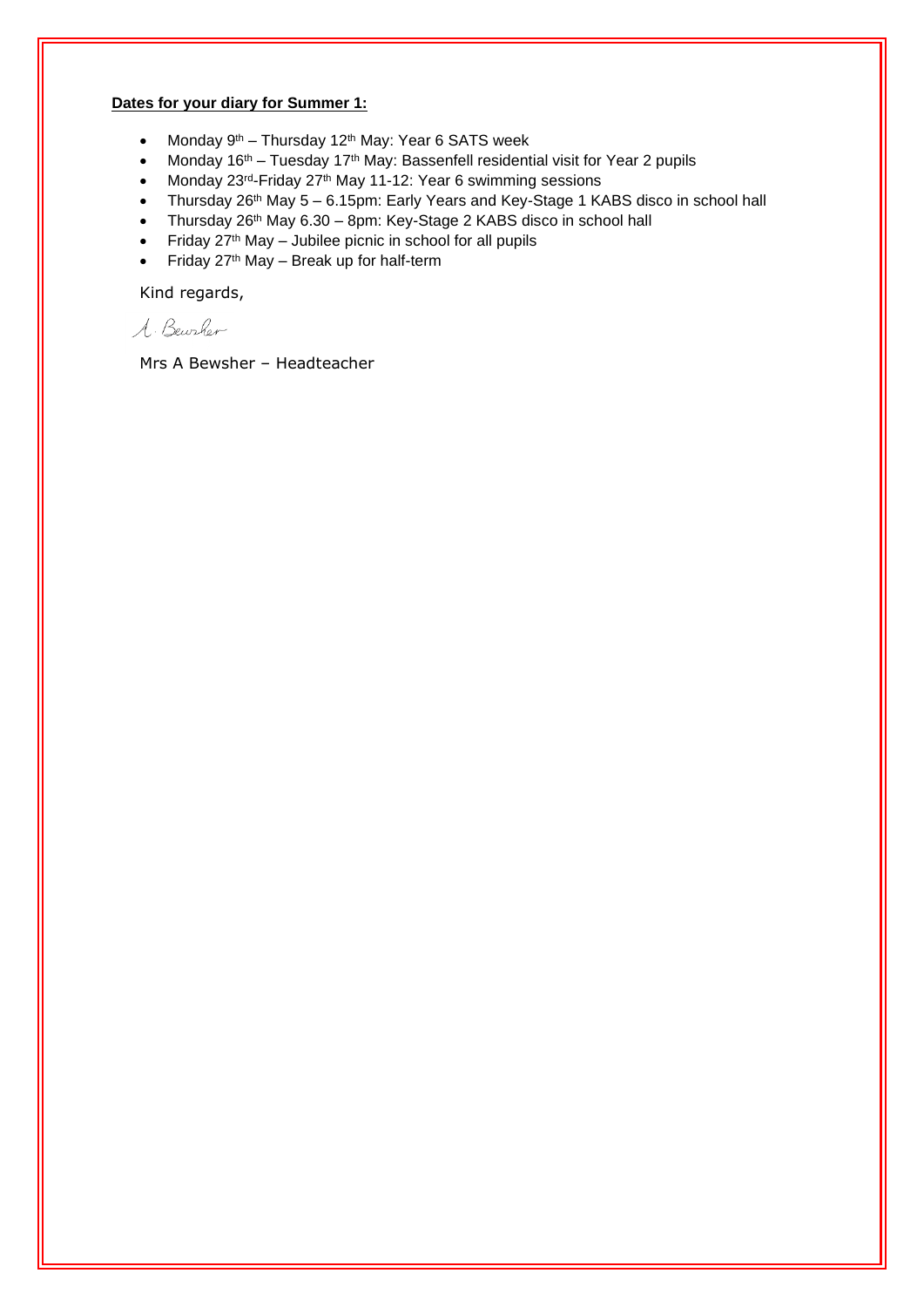**Dates for your diary for Summer 1:**

- Monday 9th – Thursday 12th May: Year 6 SATS week
- Monday 16th – Tuesday 17th May: Bassenfell residential visit for Year 2 pupils
- Monday 23rd-Friday 27th May 11-12: Year 6 swimming sessions
- Thursday 26th May 5 – 6.15pm: Early Years and Key-Stage 1 KABS disco in school hall
- Thursday 26th May 6.30 – 8pm: Key-Stage 2 KABS disco in school hall
- Friday 27th May – Jubilee picnic in school for all pupils
- Friday 27th May – Break up for half-term

Kind regards,

A. Bewsher

Mrs A Bewsher – Headteacher